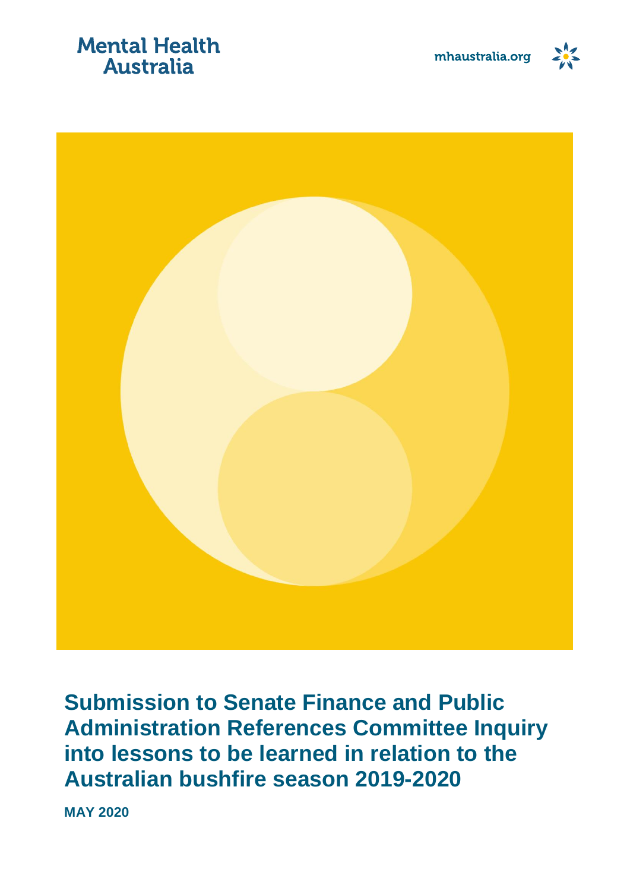Mental Health Australia

mhaustralia.org

# Submission to Senate Finance and Public Administration References Committee Inquiry into lessons to be learned in relation to the Australian bushfire season 2019-2020

**MAY 2020**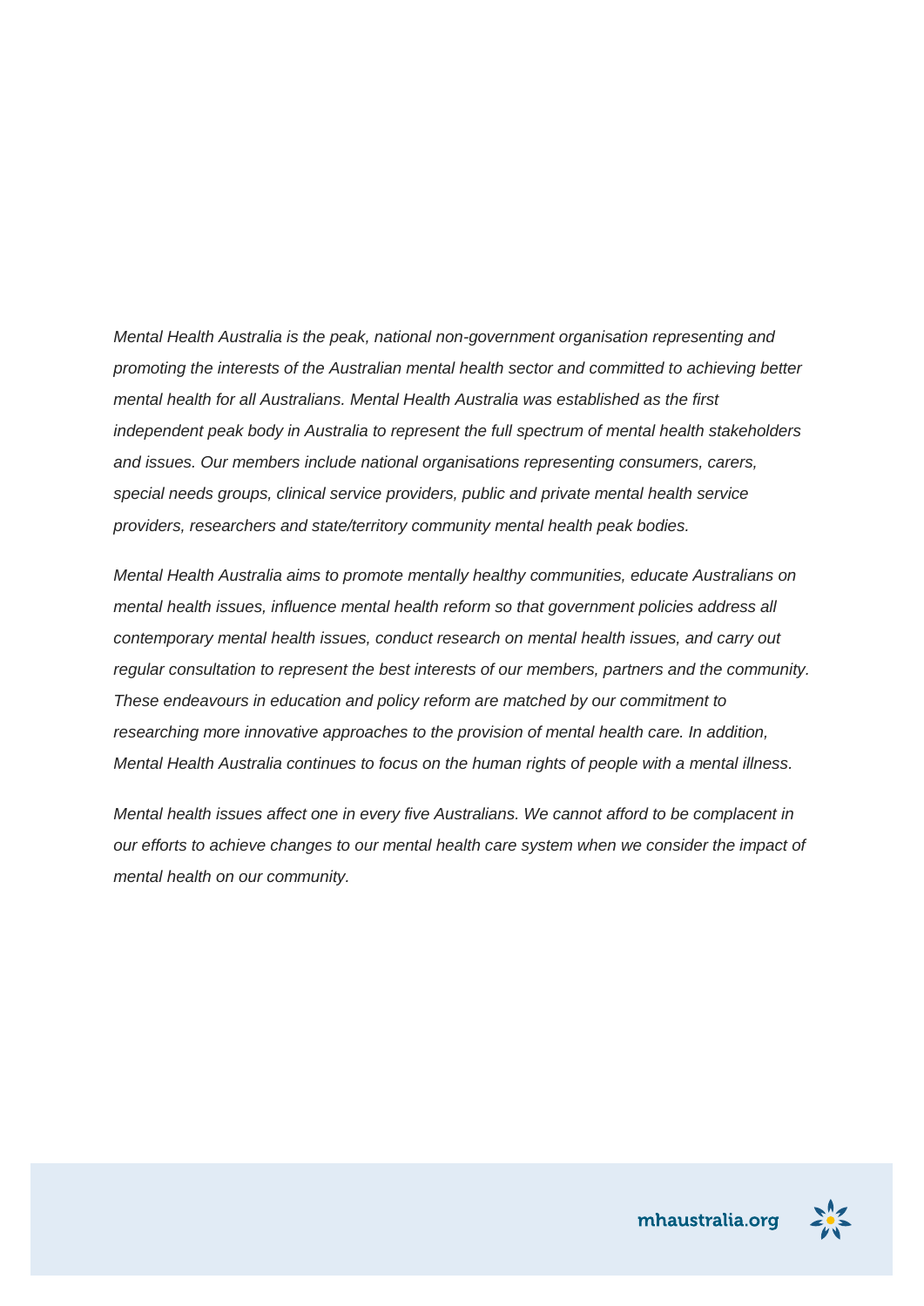*Mental Health Australia is the peak, national non-government organisation representing and promoting the interests of the Australian mental health sector and committed to achieving better mental health for all Australians. Mental Health Australia was established as the first independent peak body in Australia to represent the full spectrum of mental health stakeholders and issues. Our members include national organisations representing consumers, carers, special needs groups, clinical service providers, public and private mental health service providers, researchers and state/territory community mental health peak bodies.*

*Mental Health Australia aims to promote mentally healthy communities, educate Australians on mental health issues, influence mental health reform so that government policies address all contemporary mental health issues, conduct research on mental health issues, and carry out regular consultation to represent the best interests of our members, partners and the community. These endeavours in education and policy reform are matched by our commitment to researching more innovative approaches to the provision of mental health care. In addition, Mental Health Australia continues to focus on the human rights of people with a mental illness.*

*Mental health issues affect one in every five Australians. We cannot afford to be complacent in our efforts to achieve changes to our mental health care system when we consider the impact of mental health on our community.*

mhaustralia.org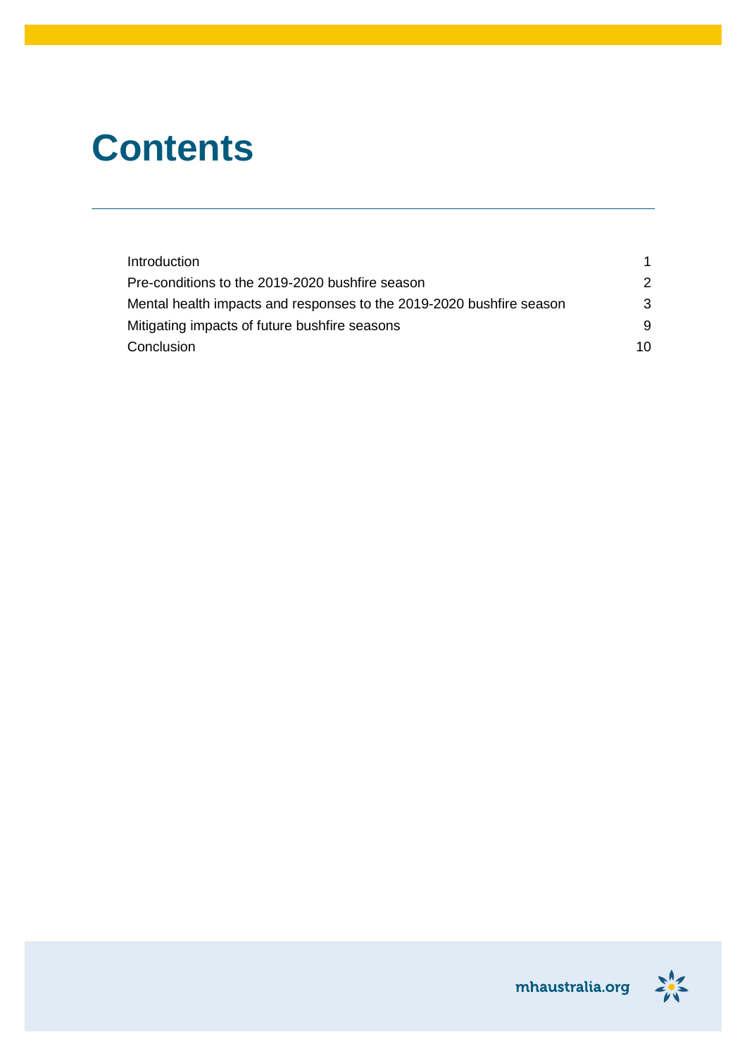# Contents

| | |
|---|---|
| Introduction | 1 |
| Pre-conditions to the 2019-2020 bushfire season | 2 |
| Mental health impacts and responses to the 2019-2020 bushfire season | 3 |
| Mitigating impacts of future bushfire seasons | 9 |
| Conclusion | 10 |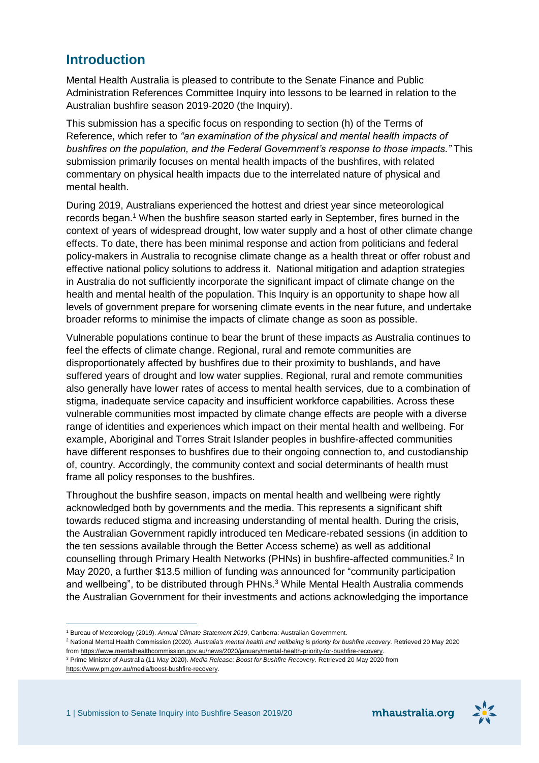## Introduction

Mental Health Australia is pleased to contribute to the Senate Finance and Public Administration References Committee Inquiry into lessons to be learned in relation to the Australian bushfire season 2019-2020 (the Inquiry).

This submission has a specific focus on responding to section (h) of the Terms of Reference, which refer to *"an examination of the physical and mental health impacts of bushfires on the population, and the Federal Government's response to those impacts."* This submission primarily focuses on mental health impacts of the bushfires, with related commentary on physical health impacts due to the interrelated nature of physical and mental health.

During 2019, Australians experienced the hottest and driest year since meteorological records began.[1] When the bushfire season started early in September, fires burned in the context of years of widespread drought, low water supply and a host of other climate change effects. To date, there has been minimal response and action from politicians and federal policy-makers in Australia to recognise climate change as a health threat or offer robust and effective national policy solutions to address it. National mitigation and adaption strategies in Australia do not sufficiently incorporate the significant impact of climate change on the health and mental health of the population. This Inquiry is an opportunity to shape how all levels of government prepare for worsening climate events in the near future, and undertake broader reforms to minimise the impacts of climate change as soon as possible.

Vulnerable populations continue to bear the brunt of these impacts as Australia continues to feel the effects of climate change. Regional, rural and remote communities are disproportionately affected by bushfires due to their proximity to bushlands, and have suffered years of drought and low water supplies. Regional, rural and remote communities also generally have lower rates of access to mental health services, due to a combination of stigma, inadequate service capacity and insufficient workforce capabilities. Across these vulnerable communities most impacted by climate change effects are people with a diverse range of identities and experiences which impact on their mental health and wellbeing. For example, Aboriginal and Torres Strait Islander peoples in bushfire-affected communities have different responses to bushfires due to their ongoing connection to, and custodianship of, country. Accordingly, the community context and social determinants of health must frame all policy responses to the bushfires.

Throughout the bushfire season, impacts on mental health and wellbeing were rightly acknowledged both by governments and the media. This represents a significant shift towards reduced stigma and increasing understanding of mental health. During the crisis, the Australian Government rapidly introduced ten Medicare-rebated sessions (in addition to the ten sessions available through the Better Access scheme) as well as additional counselling through Primary Health Networks (PHNs) in bushfire-affected communities.[2] In May 2020, a further $13.5 million of funding was announced for "community participation and wellbeing", to be distributed through PHNs.[3] While Mental Health Australia commends the Australian Government for their investments and actions acknowledging the importance

---

[1] Bureau of Meteorology (2019). *Annual Climate Statement 2019*, Canberra: Australian Government.

[2] National Mental Health Commission (2020). *Australia's mental health and wellbeing is priority for bushfire recovery.* Retrieved 20 May 2020 from https://www.mentalhealthcommission.gov.au/news/2020/january/mental-health-priority-for-bushfire-recovery.

[3] Prime Minister of Australia (11 May 2020). *Media Release: Boost for Bushfire Recovery.* Retrieved 20 May 2020 from https://www.pm.gov.au/media/boost-bushfire-recovery.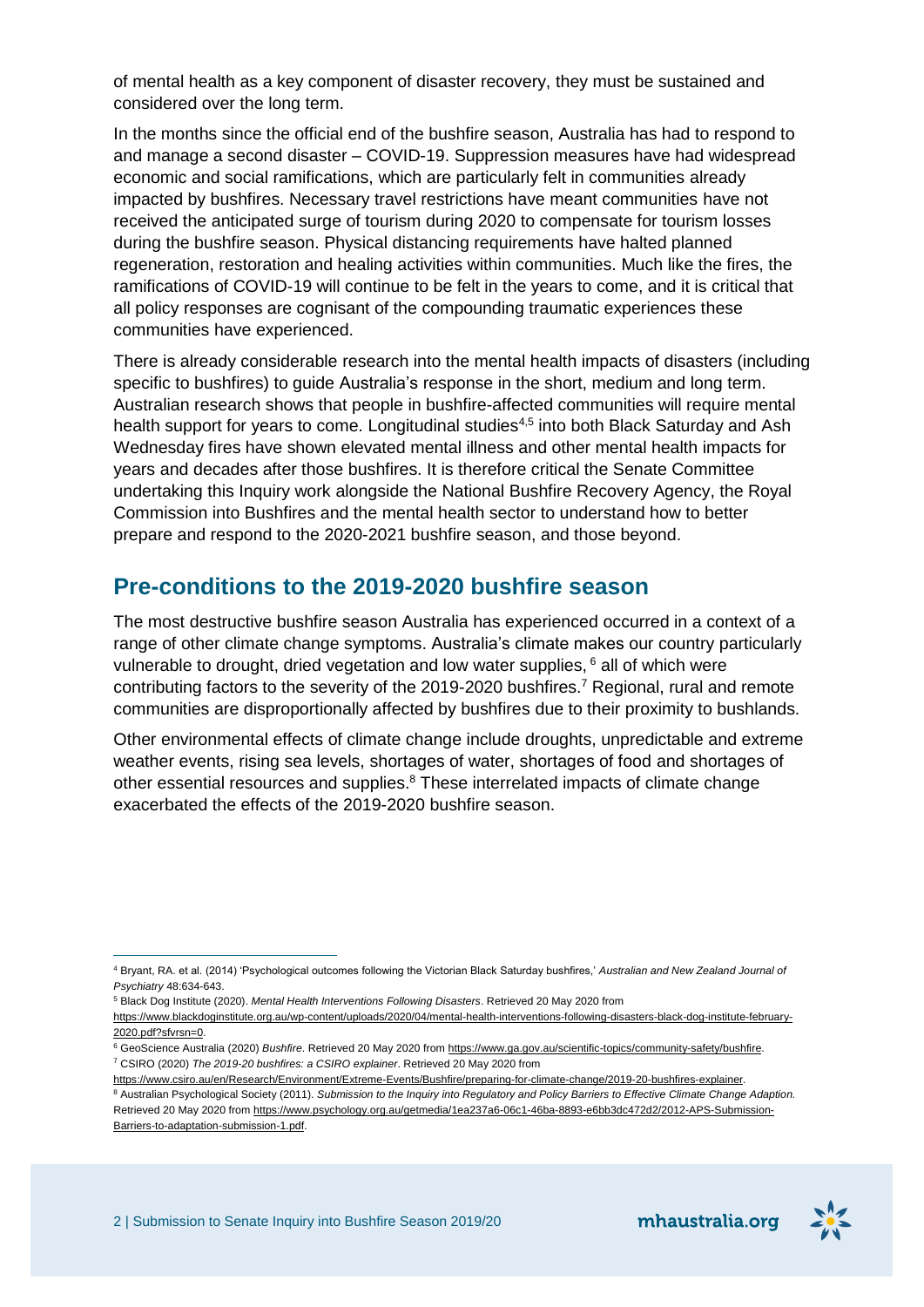of mental health as a key component of disaster recovery, they must be sustained and considered over the long term.

In the months since the official end of the bushfire season, Australia has had to respond to and manage a second disaster – COVID-19. Suppression measures have had widespread economic and social ramifications, which are particularly felt in communities already impacted by bushfires. Necessary travel restrictions have meant communities have not received the anticipated surge of tourism during 2020 to compensate for tourism losses during the bushfire season. Physical distancing requirements have halted planned regeneration, restoration and healing activities within communities. Much like the fires, the ramifications of COVID-19 will continue to be felt in the years to come, and it is critical that all policy responses are cognisant of the compounding traumatic experiences these communities have experienced.

There is already considerable research into the mental health impacts of disasters (including specific to bushfires) to guide Australia's response in the short, medium and long term. Australian research shows that people in bushfire-affected communities will require mental health support for years to come. Longitudinal studies[4,5] into both Black Saturday and Ash Wednesday fires have shown elevated mental illness and other mental health impacts for years and decades after those bushfires. It is therefore critical the Senate Committee undertaking this Inquiry work alongside the National Bushfire Recovery Agency, the Royal Commission into Bushfires and the mental health sector to understand how to better prepare and respond to the 2020-2021 bushfire season, and those beyond.

## Pre-conditions to the 2019-2020 bushfire season

The most destructive bushfire season Australia has experienced occurred in a context of a range of other climate change symptoms. Australia's climate makes our country particularly vulnerable to drought, dried vegetation and low water supplies, [6] all of which were contributing factors to the severity of the 2019-2020 bushfires.[7] Regional, rural and remote communities are disproportionally affected by bushfires due to their proximity to bushlands.

Other environmental effects of climate change include droughts, unpredictable and extreme weather events, rising sea levels, shortages of water, shortages of food and shortages of other essential resources and supplies.[8] These interrelated impacts of climate change exacerbated the effects of the 2019-2020 bushfire season.

---

[4] Bryant, RA. et al. (2014) 'Psychological outcomes following the Victorian Black Saturday bushfires,' *Australian and New Zealand Journal of Psychiatry* 48:634-643.

[5] Black Dog Institute (2020). *Mental Health Interventions Following Disasters*. Retrieved 20 May 2020 from https://www.blackdoginstitute.org.au/wp-content/uploads/2020/04/mental-health-interventions-following-disasters-black-dog-institute-february-2020.pdf?sfvrsn=0.

[6] GeoScience Australia (2020) *Bushfire*. Retrieved 20 May 2020 from https://www.ga.gov.au/scientific-topics/community-safety/bushfire.

[7] CSIRO (2020) *The 2019-20 bushfires: a CSIRO explainer*. Retrieved 20 May 2020 from https://www.csiro.au/en/Research/Environment/Extreme-Events/Bushfire/preparing-for-climate-change/2019-20-bushfires-explainer.

[8] Australian Psychological Society (2011). *Submission to the Inquiry into Regulatory and Policy Barriers to Effective Climate Change Adaption.* Retrieved 20 May 2020 from https://www.psychology.org.au/getmedia/1ea237a6-06c1-46ba-8893-e6bb3dc472d2/2012-APS-Submission-Barriers-to-adaptation-submission-1.pdf.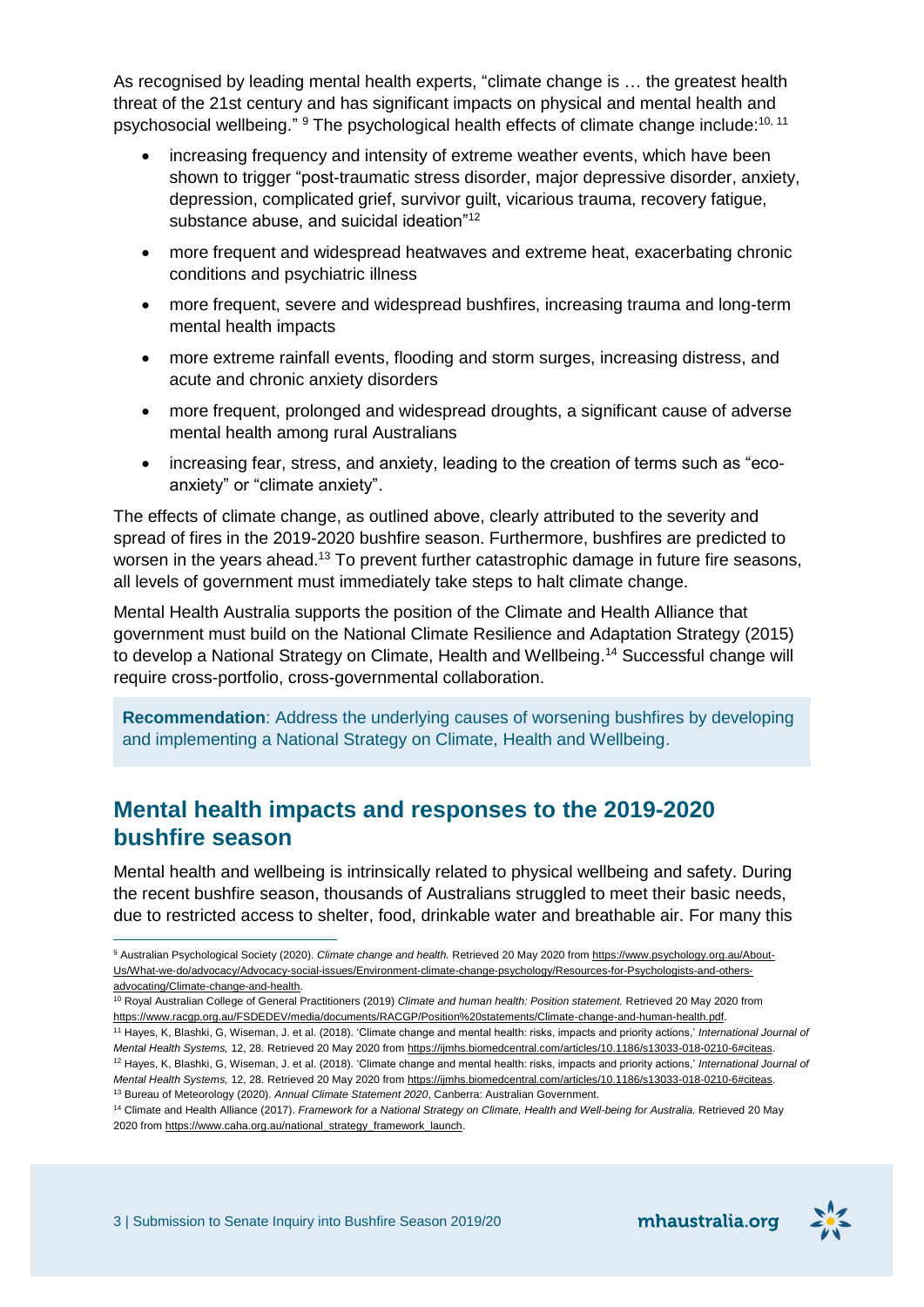As recognised by leading mental health experts, "climate change is … the greatest health threat of the 21st century and has significant impacts on physical and mental health and psychosocial wellbeing." [9] The psychological health effects of climate change include:[10, 11]

- increasing frequency and intensity of extreme weather events, which have been shown to trigger "post-traumatic stress disorder, major depressive disorder, anxiety, depression, complicated grief, survivor guilt, vicarious trauma, recovery fatigue, substance abuse, and suicidal ideation"[12]
- more frequent and widespread heatwaves and extreme heat, exacerbating chronic conditions and psychiatric illness
- more frequent, severe and widespread bushfires, increasing trauma and long-term mental health impacts
- more extreme rainfall events, flooding and storm surges, increasing distress, and acute and chronic anxiety disorders
- more frequent, prolonged and widespread droughts, a significant cause of adverse mental health among rural Australians
- increasing fear, stress, and anxiety, leading to the creation of terms such as "eco-anxiety" or "climate anxiety".

The effects of climate change, as outlined above, clearly attributed to the severity and spread of fires in the 2019-2020 bushfire season. Furthermore, bushfires are predicted to worsen in the years ahead.[13] To prevent further catastrophic damage in future fire seasons, all levels of government must immediately take steps to halt climate change.

Mental Health Australia supports the position of the Climate and Health Alliance that government must build on the National Climate Resilience and Adaptation Strategy (2015) to develop a National Strategy on Climate, Health and Wellbeing.[14] Successful change will require cross-portfolio, cross-governmental collaboration.

**Recommendation**: Address the underlying causes of worsening bushfires by developing and implementing a National Strategy on Climate, Health and Wellbeing.

## Mental health impacts and responses to the 2019-2020 bushfire season

Mental health and wellbeing is intrinsically related to physical wellbeing and safety. During the recent bushfire season, thousands of Australians struggled to meet their basic needs, due to restricted access to shelter, food, drinkable water and breathable air. For many this

---

[9] Australian Psychological Society (2020). *Climate change and health.* Retrieved 20 May 2020 from https://www.psychology.org.au/About-Us/What-we-do/advocacy/Advocacy-social-issues/Environment-climate-change-psychology/Resources-for-Psychologists-and-others-advocating/Climate-change-and-health.

[10] Royal Australian College of General Practitioners (2019) *Climate and human health: Position statement.* Retrieved 20 May 2020 from https://www.racgp.org.au/FSDEDEV/media/documents/RACGP/Position%20statements/Climate-change-and-human-health.pdf.

[11] Hayes, K, Blashki, G, Wiseman, J. et al. (2018). 'Climate change and mental health: risks, impacts and priority actions,' *International Journal of Mental Health Systems,* 12, 28. Retrieved 20 May 2020 from https://ijmhs.biomedcentral.com/articles/10.1186/s13033-018-0210-6#citeas.

[12] Hayes, K, Blashki, G, Wiseman, J. et al. (2018). 'Climate change and mental health: risks, impacts and priority actions,' *International Journal of Mental Health Systems,* 12, 28. Retrieved 20 May 2020 from https://ijmhs.biomedcentral.com/articles/10.1186/s13033-018-0210-6#citeas.

[13] Bureau of Meteorology (2020). *Annual Climate Statement 2020*, Canberra: Australian Government.

[14] Climate and Health Alliance (2017). *Framework for a National Strategy on Climate, Health and Well-being for Australia.* Retrieved 20 May 2020 from https://www.caha.org.au/national_strategy_framework_launch.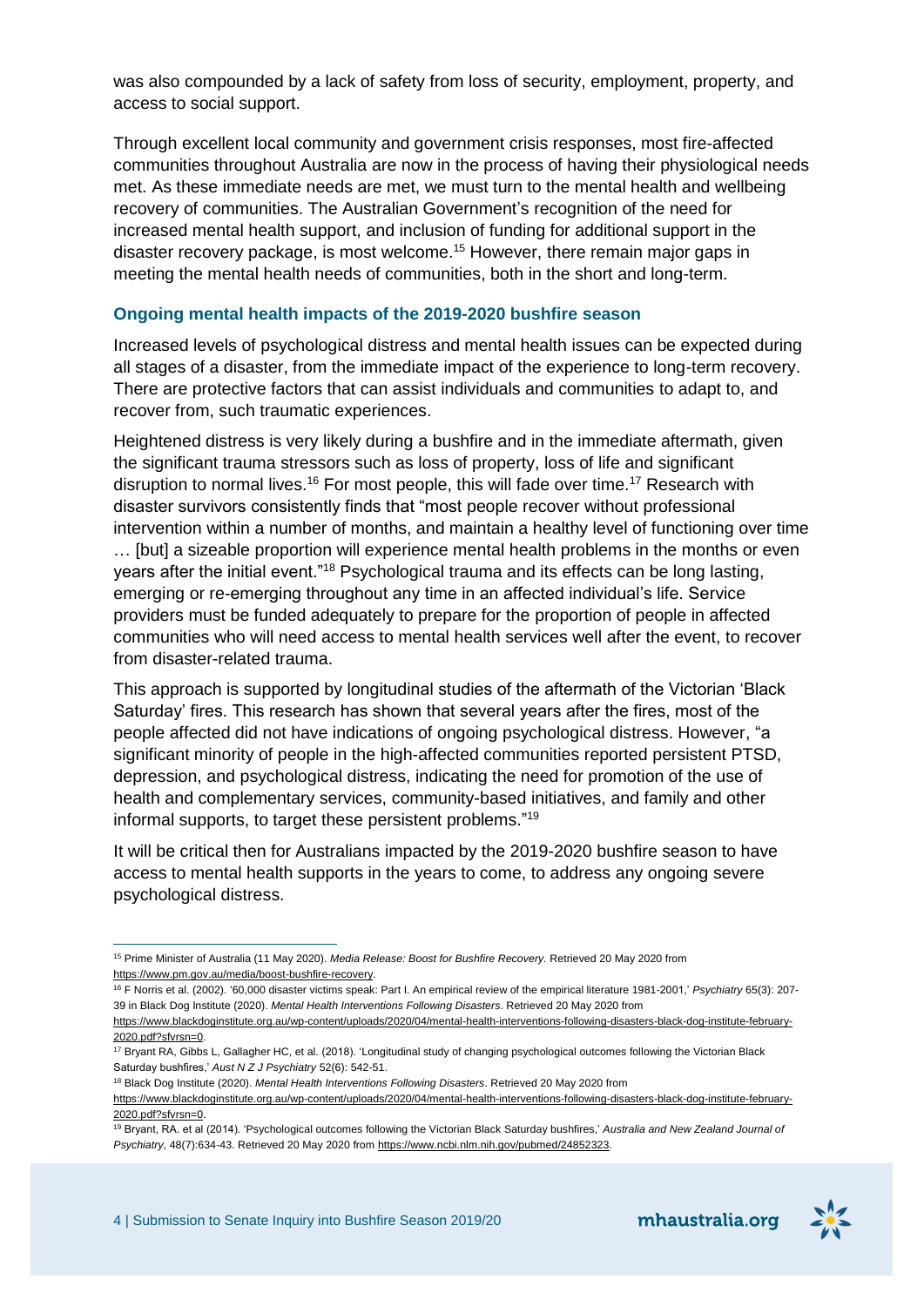was also compounded by a lack of safety from loss of security, employment, property, and access to social support.

Through excellent local community and government crisis responses, most fire-affected communities throughout Australia are now in the process of having their physiological needs met. As these immediate needs are met, we must turn to the mental health and wellbeing recovery of communities. The Australian Government's recognition of the need for increased mental health support, and inclusion of funding for additional support in the disaster recovery package, is most welcome.[15] However, there remain major gaps in meeting the mental health needs of communities, both in the short and long-term.

### Ongoing mental health impacts of the 2019-2020 bushfire season

Increased levels of psychological distress and mental health issues can be expected during all stages of a disaster, from the immediate impact of the experience to long-term recovery. There are protective factors that can assist individuals and communities to adapt to, and recover from, such traumatic experiences.

Heightened distress is very likely during a bushfire and in the immediate aftermath, given the significant trauma stressors such as loss of property, loss of life and significant disruption to normal lives.[16] For most people, this will fade over time.[17] Research with disaster survivors consistently finds that "most people recover without professional intervention within a number of months, and maintain a healthy level of functioning over time … [but] a sizeable proportion will experience mental health problems in the months or even years after the initial event."[18] Psychological trauma and its effects can be long lasting, emerging or re-emerging throughout any time in an affected individual's life. Service providers must be funded adequately to prepare for the proportion of people in affected communities who will need access to mental health services well after the event, to recover from disaster-related trauma.

This approach is supported by longitudinal studies of the aftermath of the Victorian 'Black Saturday' fires. This research has shown that several years after the fires, most of the people affected did not have indications of ongoing psychological distress. However, "a significant minority of people in the high-affected communities reported persistent PTSD, depression, and psychological distress, indicating the need for promotion of the use of health and complementary services, community-based initiatives, and family and other informal supports, to target these persistent problems."[19]

It will be critical then for Australians impacted by the 2019-2020 bushfire season to have access to mental health supports in the years to come, to address any ongoing severe psychological distress.

---

[15] Prime Minister of Australia (11 May 2020). *Media Release: Boost for Bushfire Recovery.* Retrieved 20 May 2020 from https://www.pm.gov.au/media/boost-bushfire-recovery.

[16] F Norris et al. (2002). '60,000 disaster victims speak: Part I. An empirical review of the empirical literature 1981-2001,' *Psychiatry* 65(3): 207-39 in Black Dog Institute (2020). *Mental Health Interventions Following Disasters*. Retrieved 20 May 2020 from https://www.blackdoginstitute.org.au/wp-content/uploads/2020/04/mental-health-interventions-following-disasters-black-dog-institute-february-2020.pdf?sfvrsn=0.

[17] Bryant RA, Gibbs L, Gallagher HC, et al. (2018). 'Longitudinal study of changing psychological outcomes following the Victorian Black Saturday bushfires,' *Aust N Z J Psychiatry* 52(6): 542-51.

[18] Black Dog Institute (2020). *Mental Health Interventions Following Disasters*. Retrieved 20 May 2020 from https://www.blackdoginstitute.org.au/wp-content/uploads/2020/04/mental-health-interventions-following-disasters-black-dog-institute-february-2020.pdf?sfvrsn=0.

[19] Bryant, RA. et al (2014). 'Psychological outcomes following the Victorian Black Saturday bushfires,' *Australia and New Zealand Journal of Psychiatry*, 48(7):634-43. Retrieved 20 May 2020 from https://www.ncbi.nlm.nih.gov/pubmed/24852323.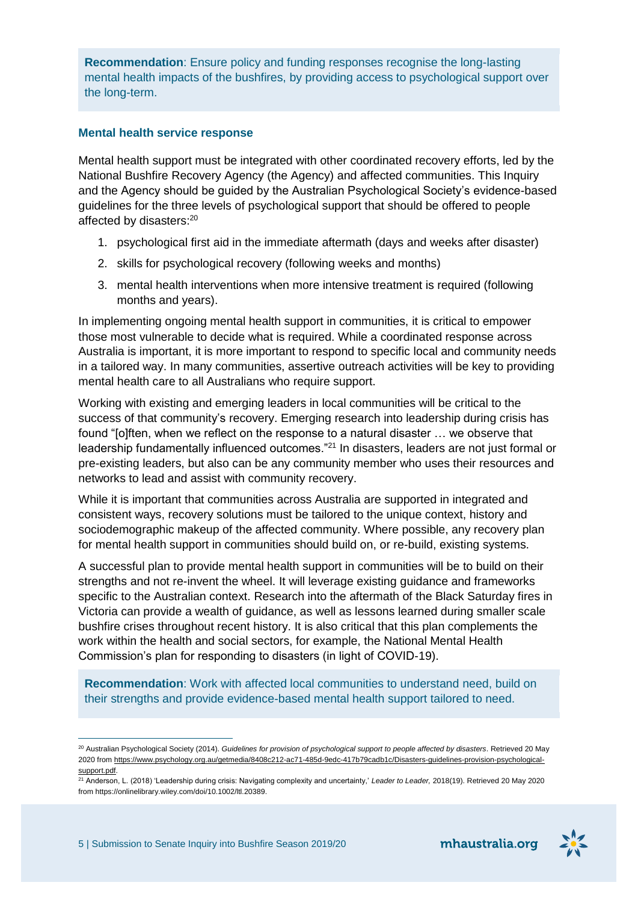**Recommendation**: Ensure policy and funding responses recognise the long-lasting mental health impacts of the bushfires, by providing access to psychological support over the long-term.

### Mental health service response

Mental health support must be integrated with other coordinated recovery efforts, led by the National Bushfire Recovery Agency (the Agency) and affected communities. This Inquiry and the Agency should be guided by the Australian Psychological Society's evidence-based guidelines for the three levels of psychological support that should be offered to people affected by disasters:[20]

1. psychological first aid in the immediate aftermath (days and weeks after disaster)
2. skills for psychological recovery (following weeks and months)
3. mental health interventions when more intensive treatment is required (following months and years).

In implementing ongoing mental health support in communities, it is critical to empower those most vulnerable to decide what is required. While a coordinated response across Australia is important, it is more important to respond to specific local and community needs in a tailored way. In many communities, assertive outreach activities will be key to providing mental health care to all Australians who require support.

Working with existing and emerging leaders in local communities will be critical to the success of that community's recovery. Emerging research into leadership during crisis has found "[o]ften, when we reflect on the response to a natural disaster … we observe that leadership fundamentally influenced outcomes."[21] In disasters, leaders are not just formal or pre-existing leaders, but also can be any community member who uses their resources and networks to lead and assist with community recovery.

While it is important that communities across Australia are supported in integrated and consistent ways, recovery solutions must be tailored to the unique context, history and sociodemographic makeup of the affected community. Where possible, any recovery plan for mental health support in communities should build on, or re-build, existing systems.

A successful plan to provide mental health support in communities will be to build on their strengths and not re-invent the wheel. It will leverage existing guidance and frameworks specific to the Australian context. Research into the aftermath of the Black Saturday fires in Victoria can provide a wealth of guidance, as well as lessons learned during smaller scale bushfire crises throughout recent history. It is also critical that this plan complements the work within the health and social sectors, for example, the National Mental Health Commission's plan for responding to disasters (in light of COVID-19).

**Recommendation**: Work with affected local communities to understand need, build on their strengths and provide evidence-based mental health support tailored to need.

---

[20] Australian Psychological Society (2014). *Guidelines for provision of psychological support to people affected by disasters*. Retrieved 20 May 2020 from https://www.psychology.org.au/getmedia/8408c212-ac71-485d-9edc-417b79cadb1c/Disasters-guidelines-provision-psychological-support.pdf.

[21] Anderson, L. (2018) 'Leadership during crisis: Navigating complexity and uncertainty,' *Leader to Leader,* 2018(19). Retrieved 20 May 2020 from https://onlinelibrary.wiley.com/doi/10.1002/ltl.20389.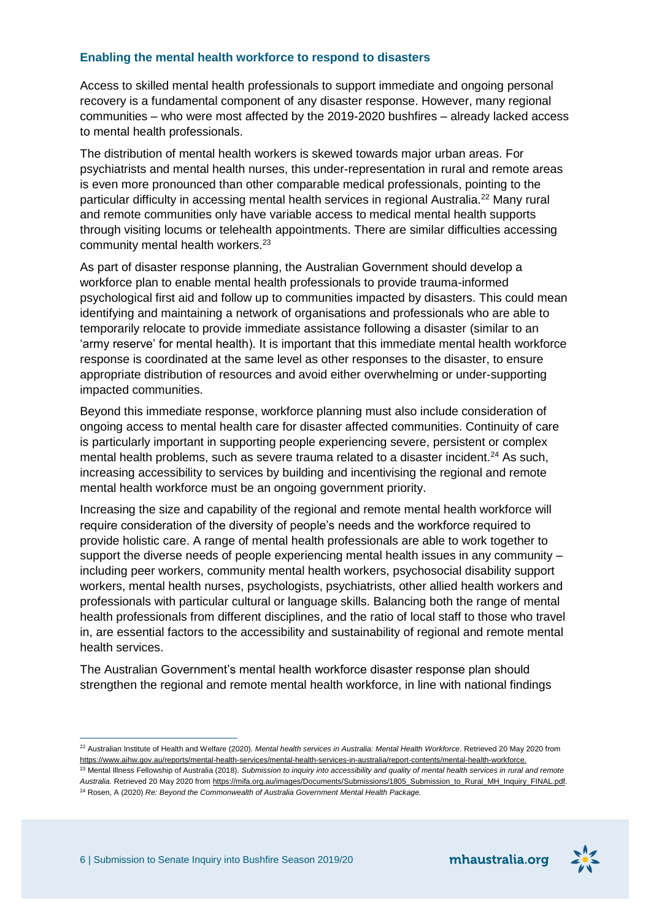### Enabling the mental health workforce to respond to disasters

Access to skilled mental health professionals to support immediate and ongoing personal recovery is a fundamental component of any disaster response. However, many regional communities – who were most affected by the 2019-2020 bushfires – already lacked access to mental health professionals.

The distribution of mental health workers is skewed towards major urban areas. For psychiatrists and mental health nurses, this under-representation in rural and remote areas is even more pronounced than other comparable medical professionals, pointing to the particular difficulty in accessing mental health services in regional Australia.[22] Many rural and remote communities only have variable access to medical mental health supports through visiting locums or telehealth appointments. There are similar difficulties accessing community mental health workers.[23]

As part of disaster response planning, the Australian Government should develop a workforce plan to enable mental health professionals to provide trauma-informed psychological first aid and follow up to communities impacted by disasters. This could mean identifying and maintaining a network of organisations and professionals who are able to temporarily relocate to provide immediate assistance following a disaster (similar to an 'army reserve' for mental health). It is important that this immediate mental health workforce response is coordinated at the same level as other responses to the disaster, to ensure appropriate distribution of resources and avoid either overwhelming or under-supporting impacted communities.

Beyond this immediate response, workforce planning must also include consideration of ongoing access to mental health care for disaster affected communities. Continuity of care is particularly important in supporting people experiencing severe, persistent or complex mental health problems, such as severe trauma related to a disaster incident.[24] As such, increasing accessibility to services by building and incentivising the regional and remote mental health workforce must be an ongoing government priority.

Increasing the size and capability of the regional and remote mental health workforce will require consideration of the diversity of people's needs and the workforce required to provide holistic care. A range of mental health professionals are able to work together to support the diverse needs of people experiencing mental health issues in any community – including peer workers, community mental health workers, psychosocial disability support workers, mental health nurses, psychologists, psychiatrists, other allied health workers and professionals with particular cultural or language skills. Balancing both the range of mental health professionals from different disciplines, and the ratio of local staff to those who travel in, are essential factors to the accessibility and sustainability of regional and remote mental health services.

The Australian Government's mental health workforce disaster response plan should strengthen the regional and remote mental health workforce, in line with national findings

---

[22] Australian Institute of Health and Welfare (2020). *Mental health services in Australia: Mental Health Workforce*. Retrieved 20 May 2020 from https://www.aihw.gov.au/reports/mental-health-services/mental-health-services-in-australia/report-contents/mental-health-workforce.

[23] Mental Illness Fellowship of Australia (2018). *Submission to inquiry into accessibility and quality of mental health services in rural and remote Australia.* Retrieved 20 May 2020 from https://mifa.org.au/images/Documents/Submissions/1805_Submission_to_Rural_MH_Inquiry_FINAL.pdf.

[24] Rosen, A (2020) *Re: Beyond the Commonwealth of Australia Government Mental Health Package.*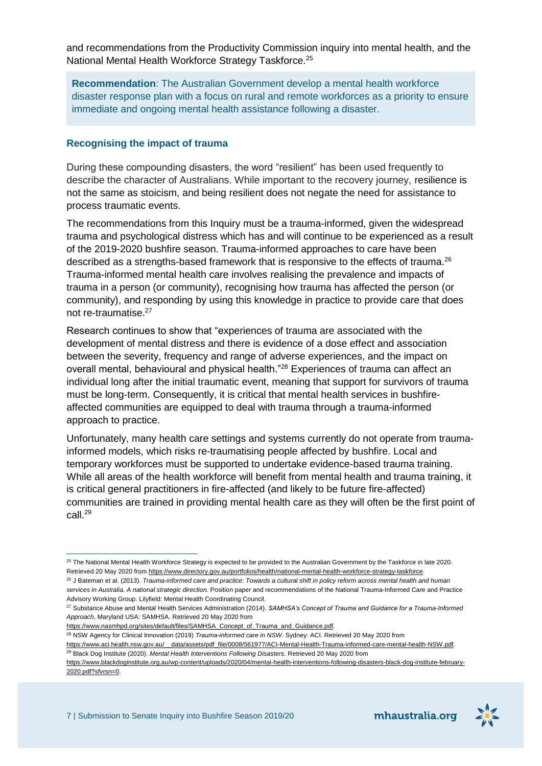and recommendations from the Productivity Commission inquiry into mental health, and the National Mental Health Workforce Strategy Taskforce.[25]

> **Recommendation**: The Australian Government develop a mental health workforce disaster response plan with a focus on rural and remote workforces as a priority to ensure immediate and ongoing mental health assistance following a disaster.

### Recognising the impact of trauma

During these compounding disasters, the word "resilient" has been used frequently to describe the character of Australians. While important to the recovery journey, resilience is not the same as stoicism, and being resilient does not negate the need for assistance to process traumatic events.

The recommendations from this Inquiry must be a trauma-informed, given the widespread trauma and psychological distress which has and will continue to be experienced as a result of the 2019-2020 bushfire season. Trauma-informed approaches to care have been described as a strengths-based framework that is responsive to the effects of trauma.[26] Trauma-informed mental health care involves realising the prevalence and impacts of trauma in a person (or community), recognising how trauma has affected the person (or community), and responding by using this knowledge in practice to provide care that does not re-traumatise.[27]

Research continues to show that "experiences of trauma are associated with the development of mental distress and there is evidence of a dose effect and association between the severity, frequency and range of adverse experiences, and the impact on overall mental, behavioural and physical health."[28] Experiences of trauma can affect an individual long after the initial traumatic event, meaning that support for survivors of trauma must be long-term. Consequently, it is critical that mental health services in bushfire-affected communities are equipped to deal with trauma through a trauma-informed approach to practice.

Unfortunately, many health care settings and systems currently do not operate from trauma-informed models, which risks re-traumatising people affected by bushfire. Local and temporary workforces must be supported to undertake evidence-based trauma training. While all areas of the health workforce will benefit from mental health and trauma training, it is critical general practitioners in fire-affected (and likely to be future fire-affected) communities are trained in providing mental health care as they will often be the first point of call.[29]

---

[25] The National Mental Health Workforce Strategy is expected to be provided to the Australian Government by the Taskforce in late 2020. Retrieved 20 May 2020 from https://www.directory.gov.au/portfolios/health/national-mental-health-workforce-strategy-taskforce.

[26] J Bateman et al. (2013). *Trauma-informed care and practice: Towards a cultural shift in policy reform across mental health and human services in Australia. A national strategic direction.* Position paper and recommendations of the National Trauma-Informed Care and Practice Advisory Working Group. Lilyfield: Mental Health Coordinating Council.

[27] Substance Abuse and Mental Health Services Administration (2014). *SAMHSA's Concept of Trauma and Guidance for a Trauma-Informed Approach*, Maryland USA: SAMHSA. Retrieved 20 May 2020 from https://www.nasmhpd.org/sites/default/files/SAMHSA_Concept_of_Trauma_and_Guidance.pdf.

[28] NSW Agency for Clinical Innovation (2019) *Trauma-informed care in NSW*. Sydney: ACI. Retrieved 20 May 2020 from https://www.aci.health.nsw.gov.au/__data/assets/pdf_file/0008/561977/ACI-Mental-Health-Trauma-informed-care-mental-health-NSW.pdf.

[29] Black Dog Institute (2020). *Mental Health Interventions Following Disasters.* Retrieved 20 May 2020 from https://www.blackdoginstitute.org.au/wp-content/uploads/2020/04/mental-health-interventions-following-disasters-black-dog-institute-february-2020.pdf?sfvrsn=0.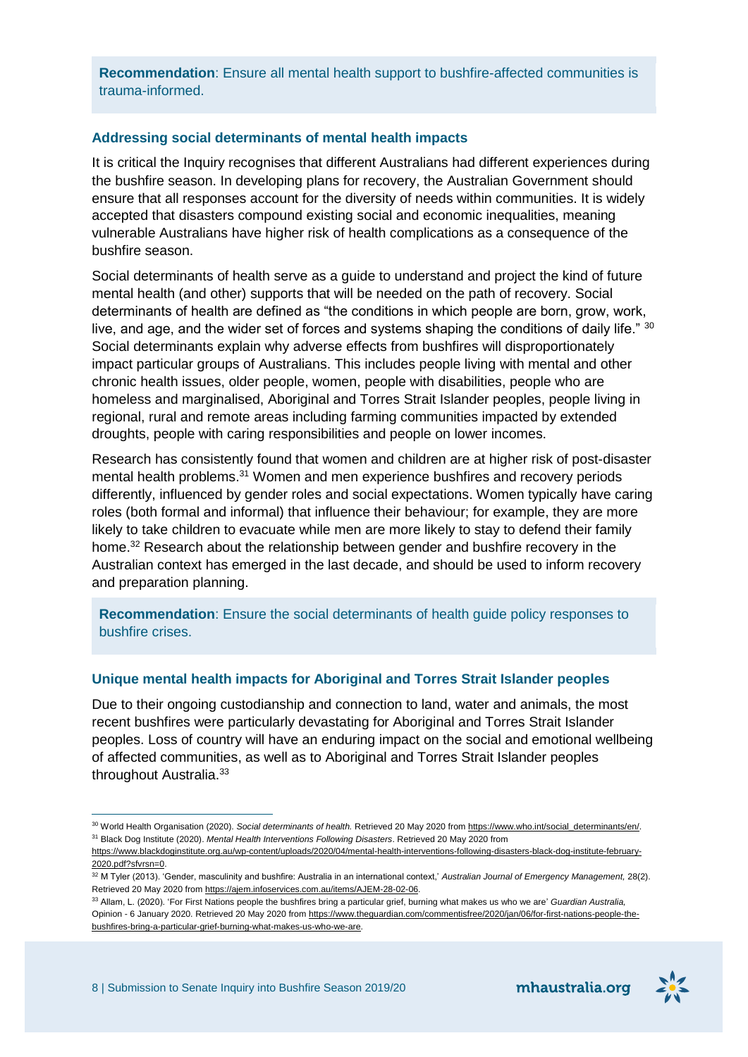**Recommendation**: Ensure all mental health support to bushfire-affected communities is trauma-informed.

### Addressing social determinants of mental health impacts

It is critical the Inquiry recognises that different Australians had different experiences during the bushfire season. In developing plans for recovery, the Australian Government should ensure that all responses account for the diversity of needs within communities. It is widely accepted that disasters compound existing social and economic inequalities, meaning vulnerable Australians have higher risk of health complications as a consequence of the bushfire season.

Social determinants of health serve as a guide to understand and project the kind of future mental health (and other) supports that will be needed on the path of recovery. Social determinants of health are defined as "the conditions in which people are born, grow, work, live, and age, and the wider set of forces and systems shaping the conditions of daily life." [30] Social determinants explain why adverse effects from bushfires will disproportionately impact particular groups of Australians. This includes people living with mental and other chronic health issues, older people, women, people with disabilities, people who are homeless and marginalised, Aboriginal and Torres Strait Islander peoples, people living in regional, rural and remote areas including farming communities impacted by extended droughts, people with caring responsibilities and people on lower incomes.

Research has consistently found that women and children are at higher risk of post-disaster mental health problems.[31] Women and men experience bushfires and recovery periods differently, influenced by gender roles and social expectations. Women typically have caring roles (both formal and informal) that influence their behaviour; for example, they are more likely to take children to evacuate while men are more likely to stay to defend their family home.[32] Research about the relationship between gender and bushfire recovery in the Australian context has emerged in the last decade, and should be used to inform recovery and preparation planning.

**Recommendation**: Ensure the social determinants of health guide policy responses to bushfire crises.

### Unique mental health impacts for Aboriginal and Torres Strait Islander peoples

Due to their ongoing custodianship and connection to land, water and animals, the most recent bushfires were particularly devastating for Aboriginal and Torres Strait Islander peoples. Loss of country will have an enduring impact on the social and emotional wellbeing of affected communities, as well as to Aboriginal and Torres Strait Islander peoples throughout Australia.[33]

---

[30] World Health Organisation (2020). *Social determinants of health.* Retrieved 20 May 2020 from https://www.who.int/social_determinants/en/.

[31] Black Dog Institute (2020). *Mental Health Interventions Following Disasters*. Retrieved 20 May 2020 from https://www.blackdoginstitute.org.au/wp-content/uploads/2020/04/mental-health-interventions-following-disasters-black-dog-institute-february-2020.pdf?sfvrsn=0.

[32] M Tyler (2013). 'Gender, masculinity and bushfire: Australia in an international context,' *Australian Journal of Emergency Management,* 28(2). Retrieved 20 May 2020 from https://ajem.infoservices.com.au/items/AJEM-28-02-06.

[33] Allam, L. (2020). 'For First Nations people the bushfires bring a particular grief, burning what makes us who we are' *Guardian Australia,* Opinion - 6 January 2020. Retrieved 20 May 2020 from https://www.theguardian.com/commentisfree/2020/jan/06/for-first-nations-people-the-bushfires-bring-a-particular-grief-burning-what-makes-us-who-we-are.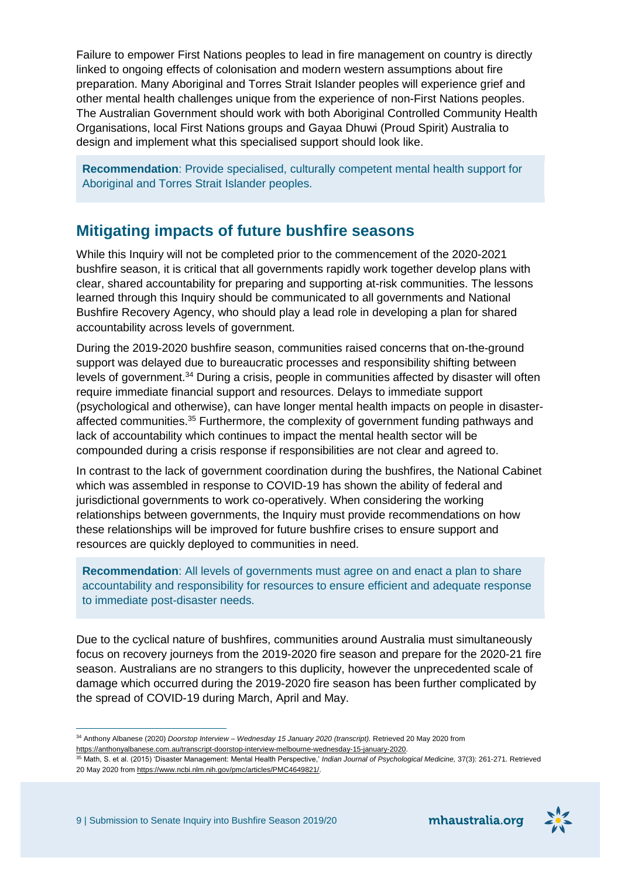Failure to empower First Nations peoples to lead in fire management on country is directly linked to ongoing effects of colonisation and modern western assumptions about fire preparation. Many Aboriginal and Torres Strait Islander peoples will experience grief and other mental health challenges unique from the experience of non-First Nations peoples. The Australian Government should work with both Aboriginal Controlled Community Health Organisations, local First Nations groups and Gayaa Dhuwi (Proud Spirit) Australia to design and implement what this specialised support should look like.

> **Recommendation**: Provide specialised, culturally competent mental health support for Aboriginal and Torres Strait Islander peoples.

## Mitigating impacts of future bushfire seasons

While this Inquiry will not be completed prior to the commencement of the 2020-2021 bushfire season, it is critical that all governments rapidly work together develop plans with clear, shared accountability for preparing and supporting at-risk communities. The lessons learned through this Inquiry should be communicated to all governments and National Bushfire Recovery Agency, who should play a lead role in developing a plan for shared accountability across levels of government.

During the 2019-2020 bushfire season, communities raised concerns that on-the-ground support was delayed due to bureaucratic processes and responsibility shifting between levels of government.[34] During a crisis, people in communities affected by disaster will often require immediate financial support and resources. Delays to immediate support (psychological and otherwise), can have longer mental health impacts on people in disaster-affected communities.[35] Furthermore, the complexity of government funding pathways and lack of accountability which continues to impact the mental health sector will be compounded during a crisis response if responsibilities are not clear and agreed to.

In contrast to the lack of government coordination during the bushfires, the National Cabinet which was assembled in response to COVID-19 has shown the ability of federal and jurisdictional governments to work co-operatively. When considering the working relationships between governments, the Inquiry must provide recommendations on how these relationships will be improved for future bushfire crises to ensure support and resources are quickly deployed to communities in need.

> **Recommendation**: All levels of governments must agree on and enact a plan to share accountability and responsibility for resources to ensure efficient and adequate response to immediate post-disaster needs.

Due to the cyclical nature of bushfires, communities around Australia must simultaneously focus on recovery journeys from the 2019-2020 fire season and prepare for the 2020-21 fire season. Australians are no strangers to this duplicity, however the unprecedented scale of damage which occurred during the 2019-2020 fire season has been further complicated by the spread of COVID-19 during March, April and May.

---

[34] Anthony Albanese (2020) *Doorstop Interview – Wednesday 15 January 2020 (transcript)*. Retrieved 20 May 2020 from https://anthonyalbanese.com.au/transcript-doorstop-interview-melbourne-wednesday-15-january-2020.

[35] Math, S. et al. (2015) 'Disaster Management: Mental Health Perspective,' *Indian Journal of Psychological Medicine,* 37(3): 261-271. Retrieved 20 May 2020 from https://www.ncbi.nlm.nih.gov/pmc/articles/PMC4649821/.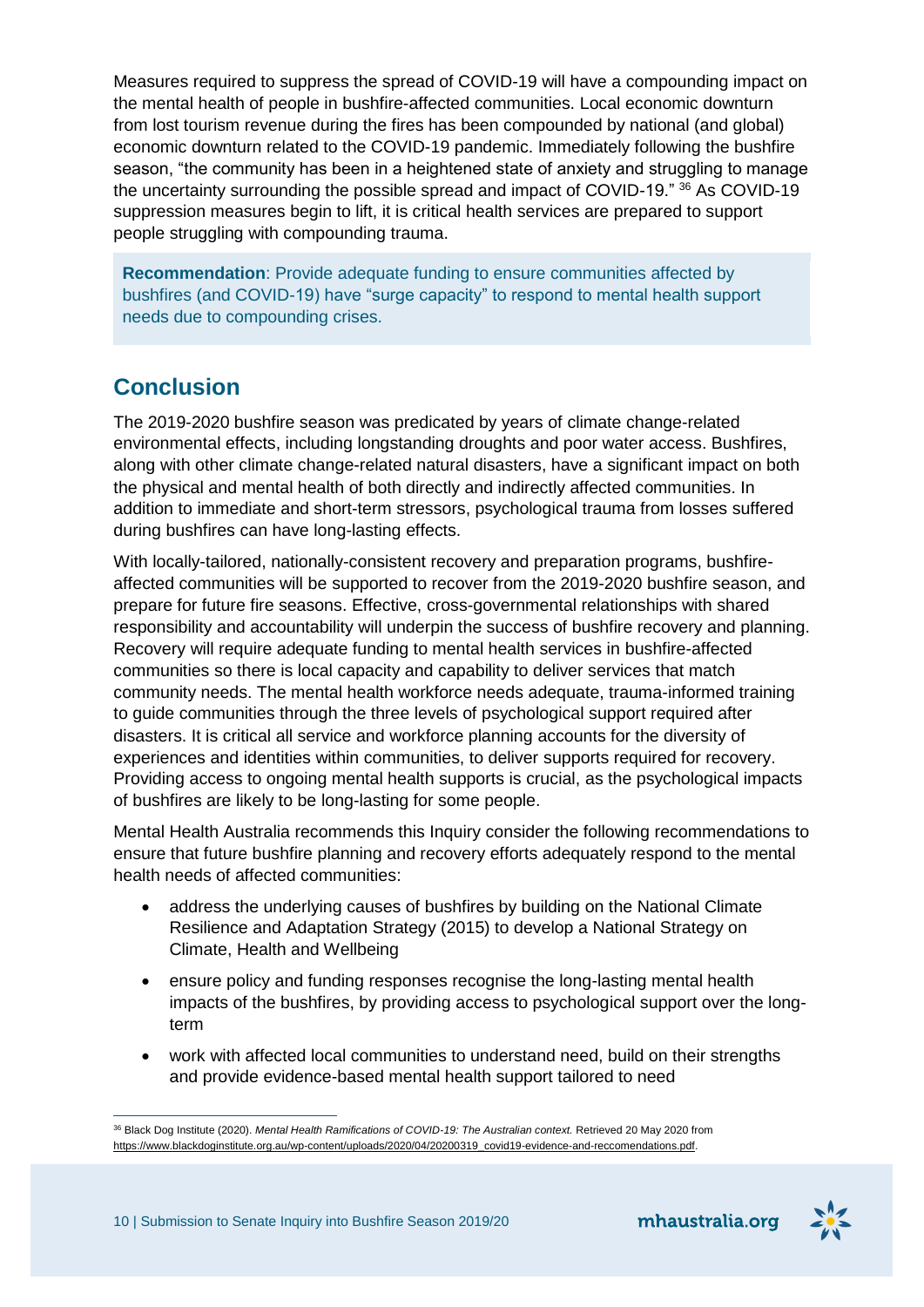Measures required to suppress the spread of COVID-19 will have a compounding impact on the mental health of people in bushfire-affected communities. Local economic downturn from lost tourism revenue during the fires has been compounded by national (and global) economic downturn related to the COVID-19 pandemic. Immediately following the bushfire season, "the community has been in a heightened state of anxiety and struggling to manage the uncertainty surrounding the possible spread and impact of COVID-19." [36] As COVID-19 suppression measures begin to lift, it is critical health services are prepared to support people struggling with compounding trauma.

> **Recommendation**: Provide adequate funding to ensure communities affected by bushfires (and COVID-19) have "surge capacity" to respond to mental health support needs due to compounding crises.

## Conclusion

The 2019-2020 bushfire season was predicated by years of climate change-related environmental effects, including longstanding droughts and poor water access. Bushfires, along with other climate change-related natural disasters, have a significant impact on both the physical and mental health of both directly and indirectly affected communities. In addition to immediate and short-term stressors, psychological trauma from losses suffered during bushfires can have long-lasting effects.

With locally-tailored, nationally-consistent recovery and preparation programs, bushfire-affected communities will be supported to recover from the 2019-2020 bushfire season, and prepare for future fire seasons. Effective, cross-governmental relationships with shared responsibility and accountability will underpin the success of bushfire recovery and planning. Recovery will require adequate funding to mental health services in bushfire-affected communities so there is local capacity and capability to deliver services that match community needs. The mental health workforce needs adequate, trauma-informed training to guide communities through the three levels of psychological support required after disasters. It is critical all service and workforce planning accounts for the diversity of experiences and identities within communities, to deliver supports required for recovery. Providing access to ongoing mental health supports is crucial, as the psychological impacts of bushfires are likely to be long-lasting for some people.

Mental Health Australia recommends this Inquiry consider the following recommendations to ensure that future bushfire planning and recovery efforts adequately respond to the mental health needs of affected communities:

- address the underlying causes of bushfires by building on the National Climate Resilience and Adaptation Strategy (2015) to develop a National Strategy on Climate, Health and Wellbeing
- ensure policy and funding responses recognise the long-lasting mental health impacts of the bushfires, by providing access to psychological support over the long-term
- work with affected local communities to understand need, build on their strengths and provide evidence-based mental health support tailored to need

---

[36] Black Dog Institute (2020). *Mental Health Ramifications of COVID-19: The Australian context.* Retrieved 20 May 2020 from https://www.blackdoginstitute.org.au/wp-content/uploads/2020/04/20200319_covid19-evidence-and-reccomendations.pdf.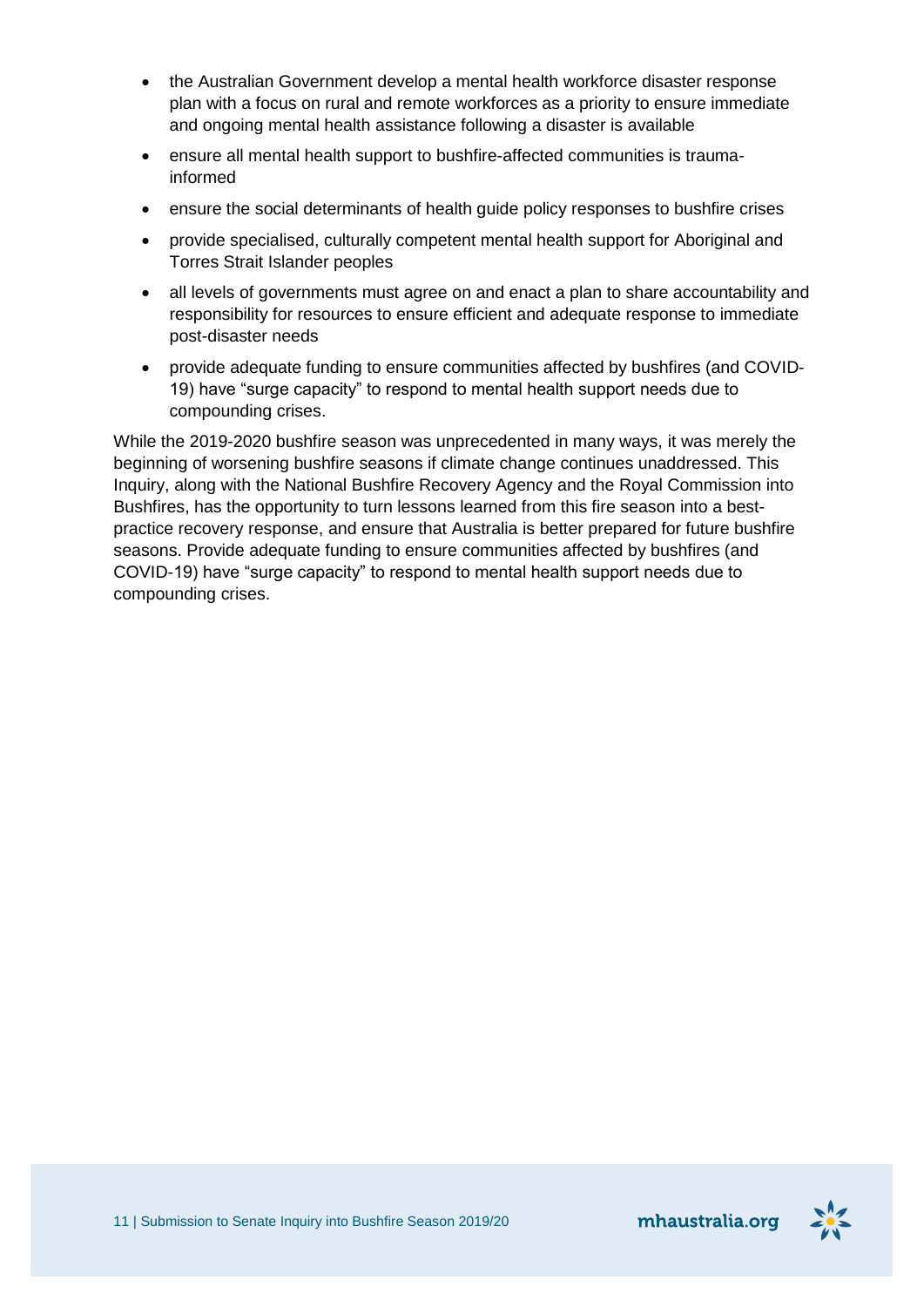- the Australian Government develop a mental health workforce disaster response plan with a focus on rural and remote workforces as a priority to ensure immediate and ongoing mental health assistance following a disaster is available
- ensure all mental health support to bushfire-affected communities is trauma-informed
- ensure the social determinants of health guide policy responses to bushfire crises
- provide specialised, culturally competent mental health support for Aboriginal and Torres Strait Islander peoples
- all levels of governments must agree on and enact a plan to share accountability and responsibility for resources to ensure efficient and adequate response to immediate post-disaster needs
- provide adequate funding to ensure communities affected by bushfires (and COVID-19) have "surge capacity" to respond to mental health support needs due to compounding crises.

While the 2019-2020 bushfire season was unprecedented in many ways, it was merely the beginning of worsening bushfire seasons if climate change continues unaddressed. This Inquiry, along with the National Bushfire Recovery Agency and the Royal Commission into Bushfires, has the opportunity to turn lessons learned from this fire season into a best-practice recovery response, and ensure that Australia is better prepared for future bushfire seasons. Provide adequate funding to ensure communities affected by bushfires (and COVID-19) have "surge capacity" to respond to mental health support needs due to compounding crises.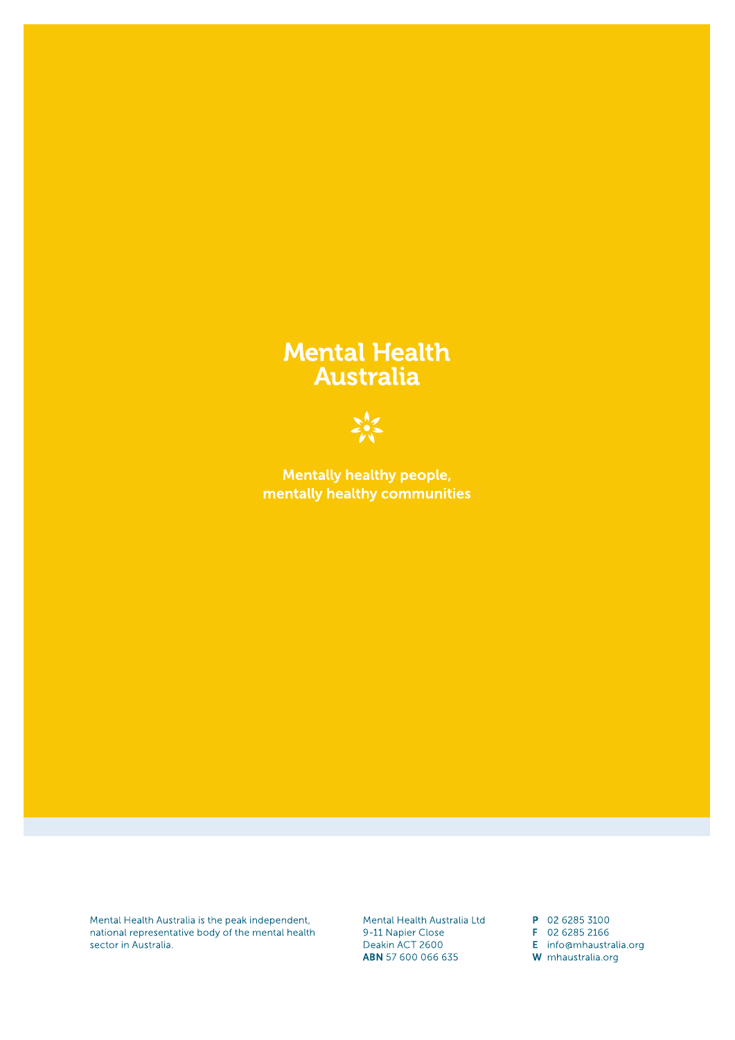# Mental Health Australia

**Mentally healthy people, mentally healthy communities**

Mental Health Australia is the peak independent, national representative body of the mental health sector in Australia.

Mental Health Australia Ltd
9-11 Napier Close
Deakin ACT 2600
**ABN** 57 600 066 635

**P** 02 6285 3100
**F** 02 6285 2166
**E** info@mhaustralia.org
**W** mhaustralia.org